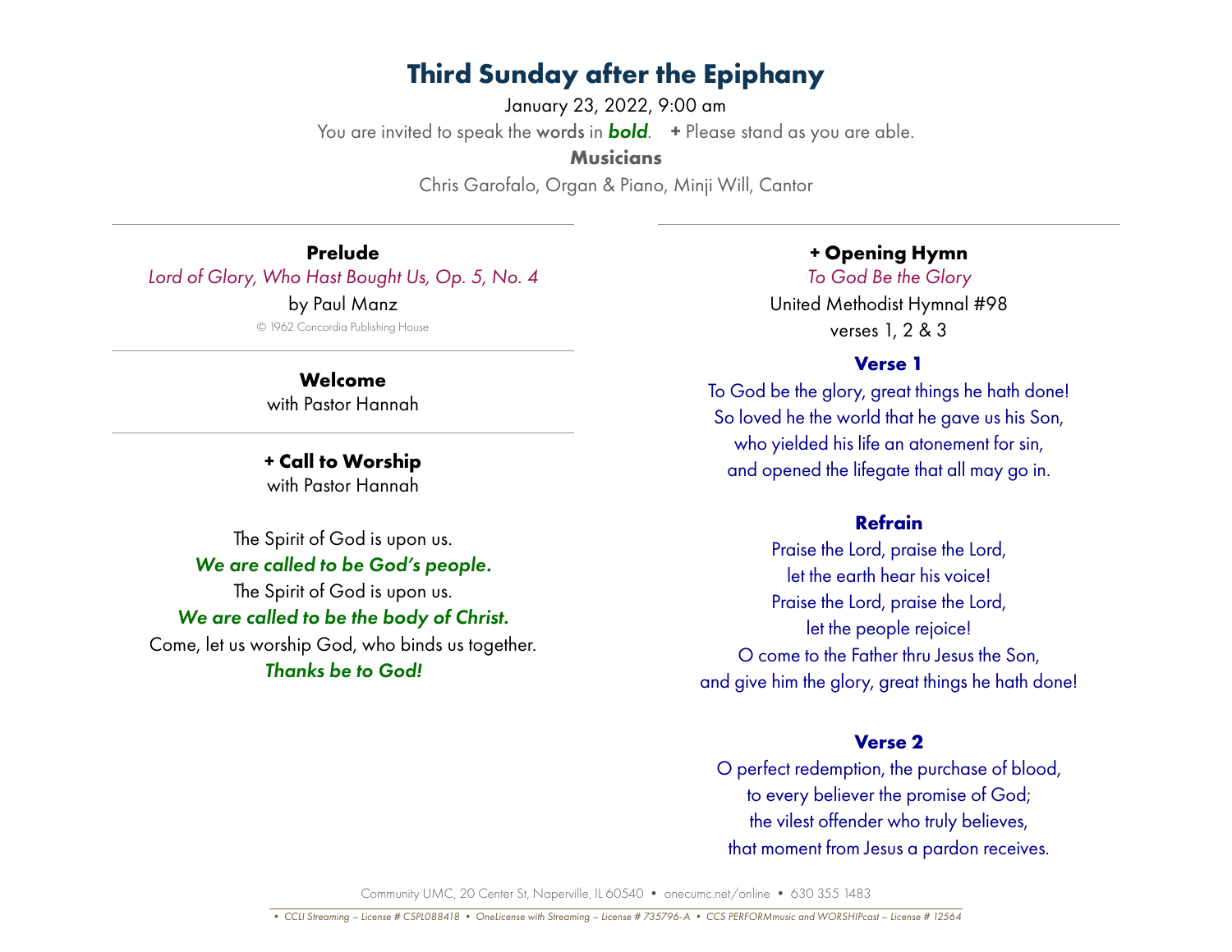# Third Sunday after the Epiphany

January 23, 2022, 9:00 am

You are invited to speak the words in ***bold***. **+** Please stand as you are able.

**Musicians**

Chris Garofalo, Organ & Piano, Minji Will, Cantor

---

### Prelude

*Lord of Glory, Who Hast Bought Us, Op. 5, No. 4*

by Paul Manz

© 1962 Concordia Publishing House

---

### Welcome

with Pastor Hannah

---

### + Call to Worship

with Pastor Hannah

The Spirit of God is upon us.
***We are called to be God's people.***
The Spirit of God is upon us.
***We are called to be the body of Christ.***
Come, let us worship God, who binds us together.
***Thanks be to God!***

---

### + Opening Hymn

*To God Be the Glory*

United Methodist Hymnal #98

verses 1, 2 & 3

**Verse 1**

To God be the glory, great things he hath done!
So loved he the world that he gave us his Son,
who yielded his life an atonement for sin,
and opened the lifegate that all may go in.

**Refrain**

Praise the Lord, praise the Lord,
let the earth hear his voice!
Praise the Lord, praise the Lord,
let the people rejoice!
O come to the Father thru Jesus the Son,
and give him the glory, great things he hath done!

**Verse 2**

O perfect redemption, the purchase of blood,
to every believer the promise of God;
the vilest offender who truly believes,
that moment from Jesus a pardon receives.

Community UMC, 20 Center St, Naperville, IL 60540 • onecumc.net/online • 630 355 1483

*• CCLI Streaming – License # CSPL088418 • OneLicense with Streaming – License # 735796-A • CCS PERFORMmusic and WORSHIPcast – License # 12564*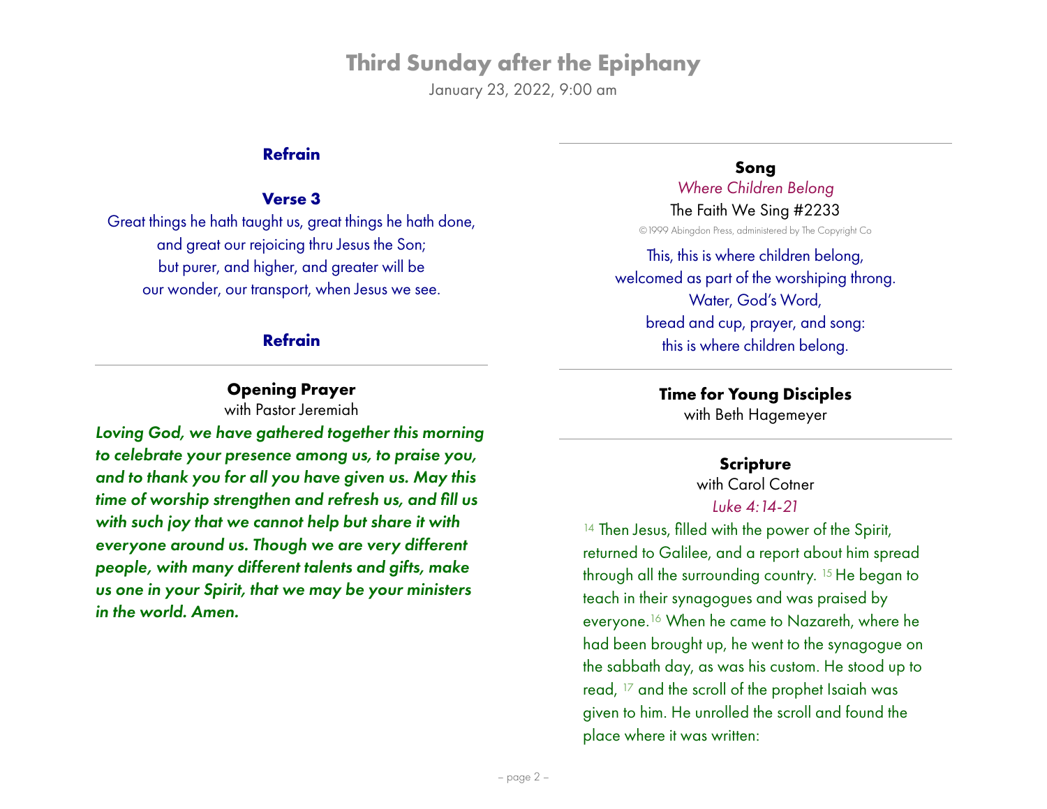**Refrain**

**Verse 3**

Great things he hath taught us, great things he hath done,
and great our rejoicing thru Jesus the Son;
but purer, and higher, and greater will be
our wonder, our transport, when Jesus we see.

**Refrain**

---

## Opening Prayer

with Pastor Jeremiah

***Loving God, we have gathered together this morning to celebrate your presence among us, to praise you, and to thank you for all you have given us. May this time of worship strengthen and refresh us, and fill us with such joy that we cannot help but share it with everyone around us. Though we are very different people, with many different talents and gifts, make us one in your Spirit, that we may be your ministers in the world. Amen.***

---

## Song

*Where Children Belong*

The Faith We Sing #2233

©1999 Abingdon Press, administered by The Copyright Co

This, this is where children belong,
welcomed as part of the worshiping throng.
Water, God's Word,
bread and cup, prayer, and song:
this is where children belong.

---

## Time for Young Disciples

with Beth Hagemeyer

---

## Scripture

with Carol Cotner

*Luke 4:14-21*

[14] Then Jesus, filled with the power of the Spirit, returned to Galilee, and a report about him spread through all the surrounding country. [15] He began to teach in their synagogues and was praised by everyone.[16] When he came to Nazareth, where he had been brought up, he went to the synagogue on the sabbath day, as was his custom. He stood up to read, [17] and the scroll of the prophet Isaiah was given to him. He unrolled the scroll and found the place where it was written: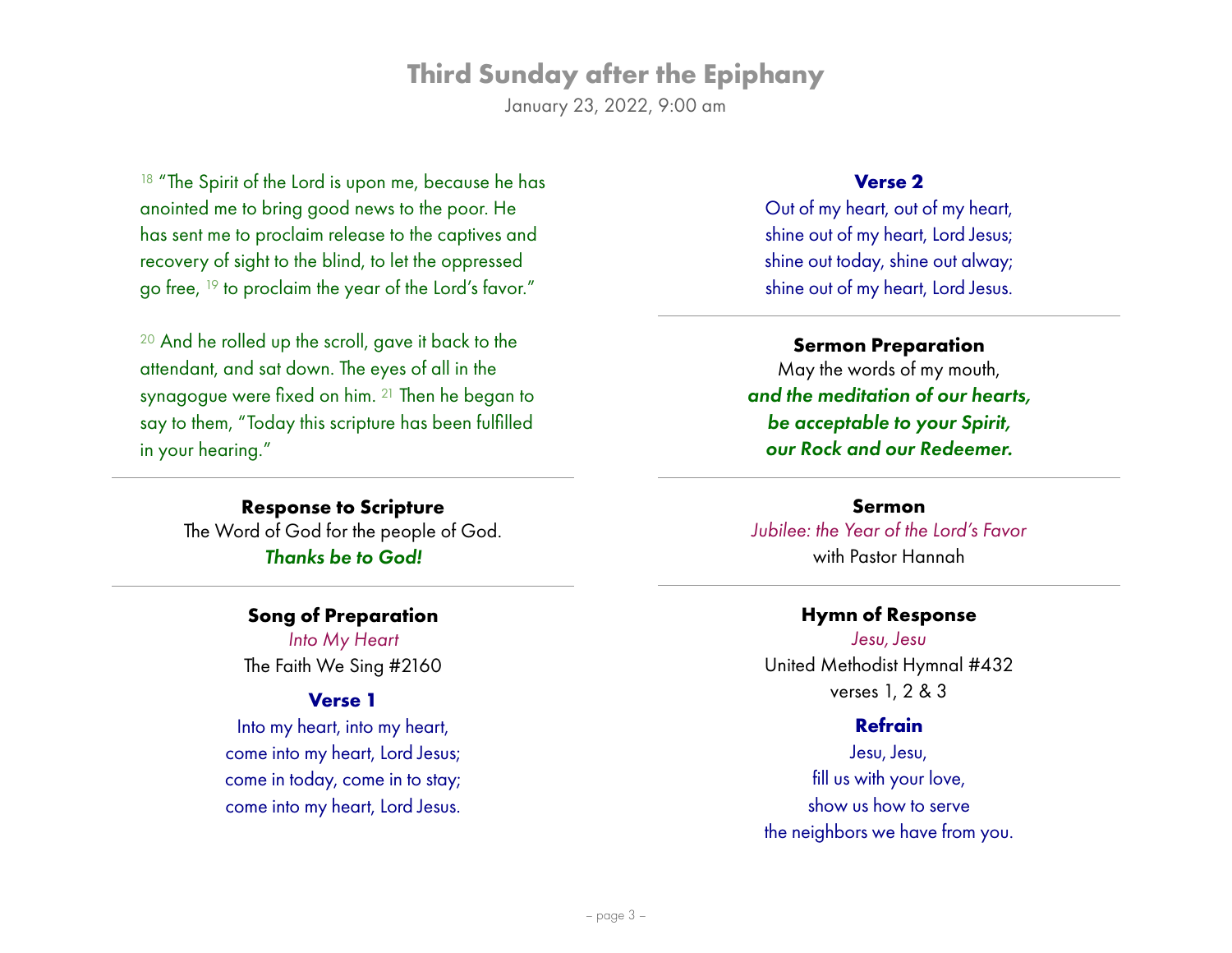# Third Sunday after the Epiphany

January 23, 2022, 9:00 am

[18] "The Spirit of the Lord is upon me, because he has anointed me to bring good news to the poor. He has sent me to proclaim release to the captives and recovery of sight to the blind, to let the oppressed go free, [19] to proclaim the year of the Lord's favor."

[20] And he rolled up the scroll, gave it back to the attendant, and sat down. The eyes of all in the synagogue were fixed on him. [21] Then he began to say to them, "Today this scripture has been fulfilled in your hearing."

---

**Response to Scripture**

The Word of God for the people of God.
***Thanks be to God!***

---

**Song of Preparation**

*Into My Heart*
The Faith We Sing #2160

**Verse 1**

Into my heart, into my heart,
come into my heart, Lord Jesus;
come in today, come in to stay;
come into my heart, Lord Jesus.

**Verse 2**

Out of my heart, out of my heart,
shine out of my heart, Lord Jesus;
shine out today, shine out alway;
shine out of my heart, Lord Jesus.

---

**Sermon Preparation**

May the words of my mouth,
***and the meditation of our hearts,***
***be acceptable to your Spirit,***
***our Rock and our Redeemer.***

---

**Sermon**

*Jubilee: the Year of the Lord's Favor*
with Pastor Hannah

---

**Hymn of Response**

*Jesu, Jesu*
United Methodist Hymnal #432
verses 1, 2 & 3

**Refrain**

Jesu, Jesu,
fill us with your love,
show us how to serve
the neighbors we have from you.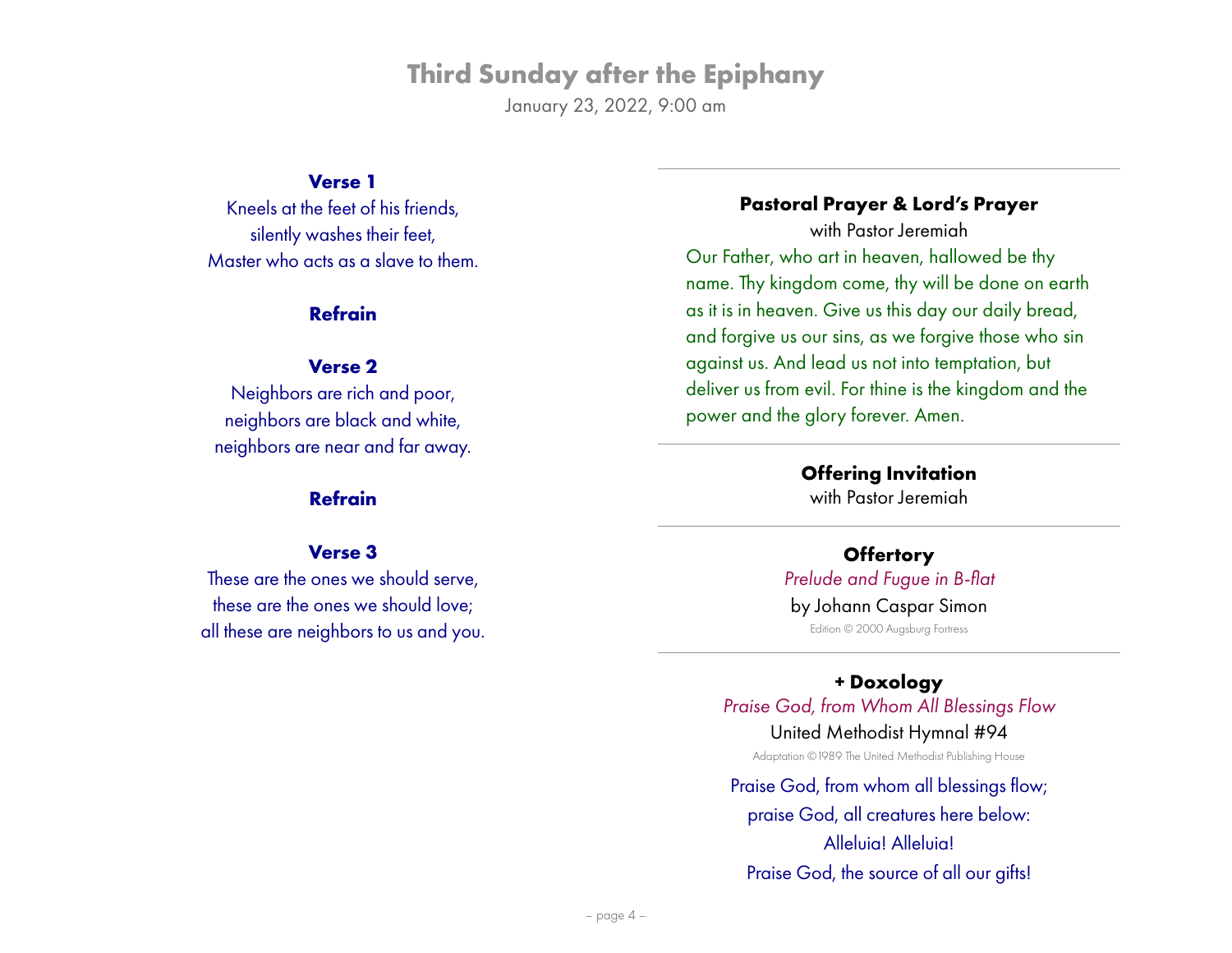# Third Sunday after the Epiphany

January 23, 2022, 9:00 am

**Verse 1**

Kneels at the feet of his friends,
silently washes their feet,
Master who acts as a slave to them.

**Refrain**

**Verse 2**

Neighbors are rich and poor,
neighbors are black and white,
neighbors are near and far away.

**Refrain**

**Verse 3**

These are the ones we should serve,
these are the ones we should love;
all these are neighbors to us and you.

---

### Pastoral Prayer & Lord's Prayer

with Pastor Jeremiah

Our Father, who art in heaven, hallowed be thy name. Thy kingdom come, thy will be done on earth as it is in heaven. Give us this day our daily bread, and forgive us our sins, as we forgive those who sin against us. And lead us not into temptation, but deliver us from evil. For thine is the kingdom and the power and the glory forever. Amen.

---

### Offering Invitation

with Pastor Jeremiah

---

### Offertory

*Prelude and Fugue in B-flat*

by Johann Caspar Simon

Edition © 2000 Augsburg Fortress

---

### + Doxology

*Praise God, from Whom All Blessings Flow*

United Methodist Hymnal #94

Adaptation ©1989 The United Methodist Publishing House

Praise God, from whom all blessings flow;
praise God, all creatures here below:
Alleluia! Alleluia!
Praise God, the source of all our gifts!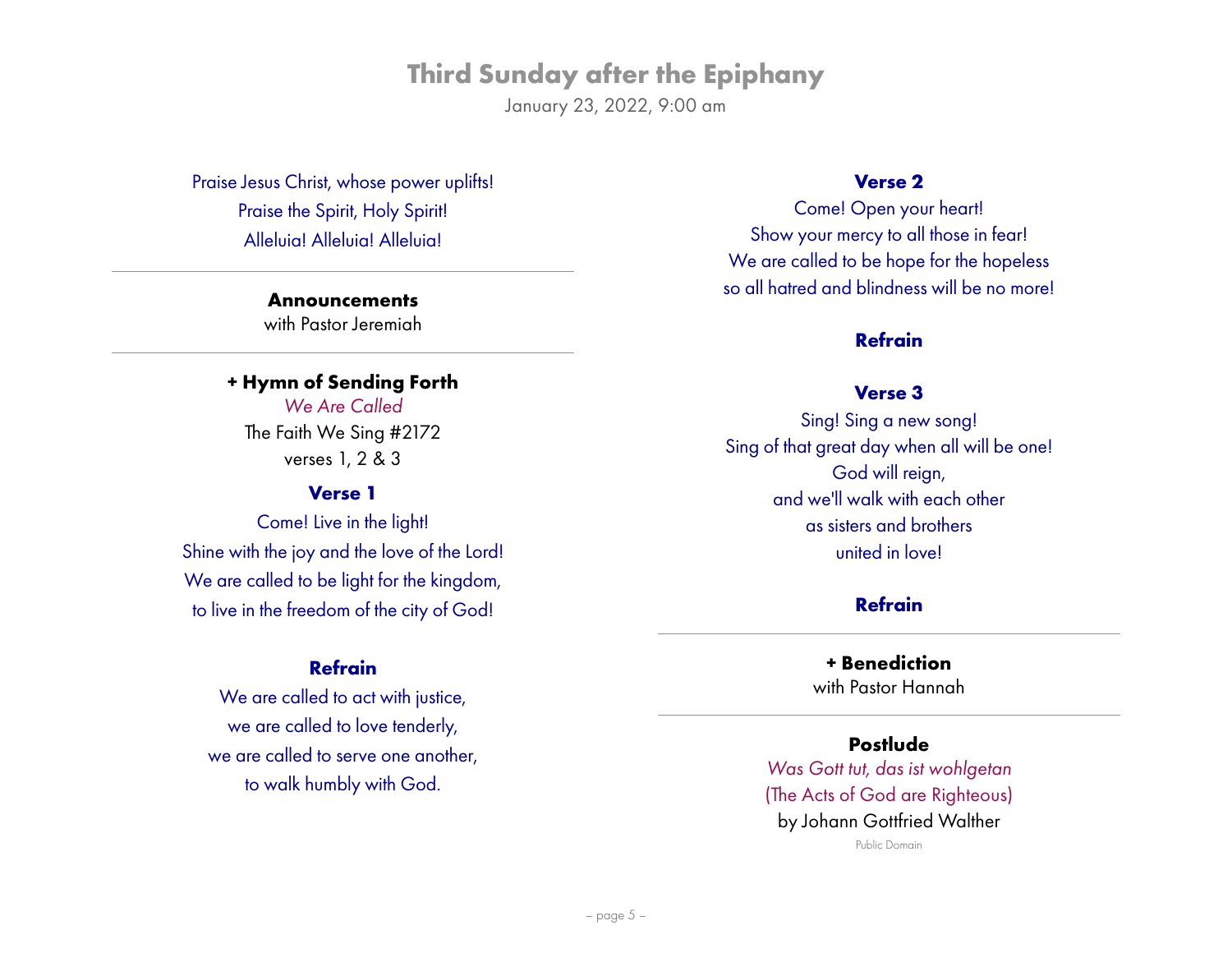# Third Sunday after the Epiphany

January 23, 2022, 9:00 am

Praise Jesus Christ, whose power uplifts!
Praise the Spirit, Holy Spirit!
Alleluia! Alleluia! Alleluia!

---

**Announcements**
with Pastor Jeremiah

---

**+ Hymn of Sending Forth**
*We Are Called*
The Faith We Sing #2172
verses 1, 2 & 3

**Verse 1**

Come! Live in the light!
Shine with the joy and the love of the Lord!
We are called to be light for the kingdom,
to live in the freedom of the city of God!

**Refrain**

We are called to act with justice,
we are called to love tenderly,
we are called to serve one another,
to walk humbly with God.

**Verse 2**

Come! Open your heart!
Show your mercy to all those in fear!
We are called to be hope for the hopeless
so all hatred and blindness will be no more!

**Refrain**

**Verse 3**

Sing! Sing a new song!
Sing of that great day when all will be one!
God will reign,
and we'll walk with each other
as sisters and brothers
united in love!

**Refrain**

---

**+ Benediction**
with Pastor Hannah

---

**Postlude**
*Was Gott tut, das ist wohlgetan*
(The Acts of God are Righteous)
by Johann Gottfried Walther

Public Domain